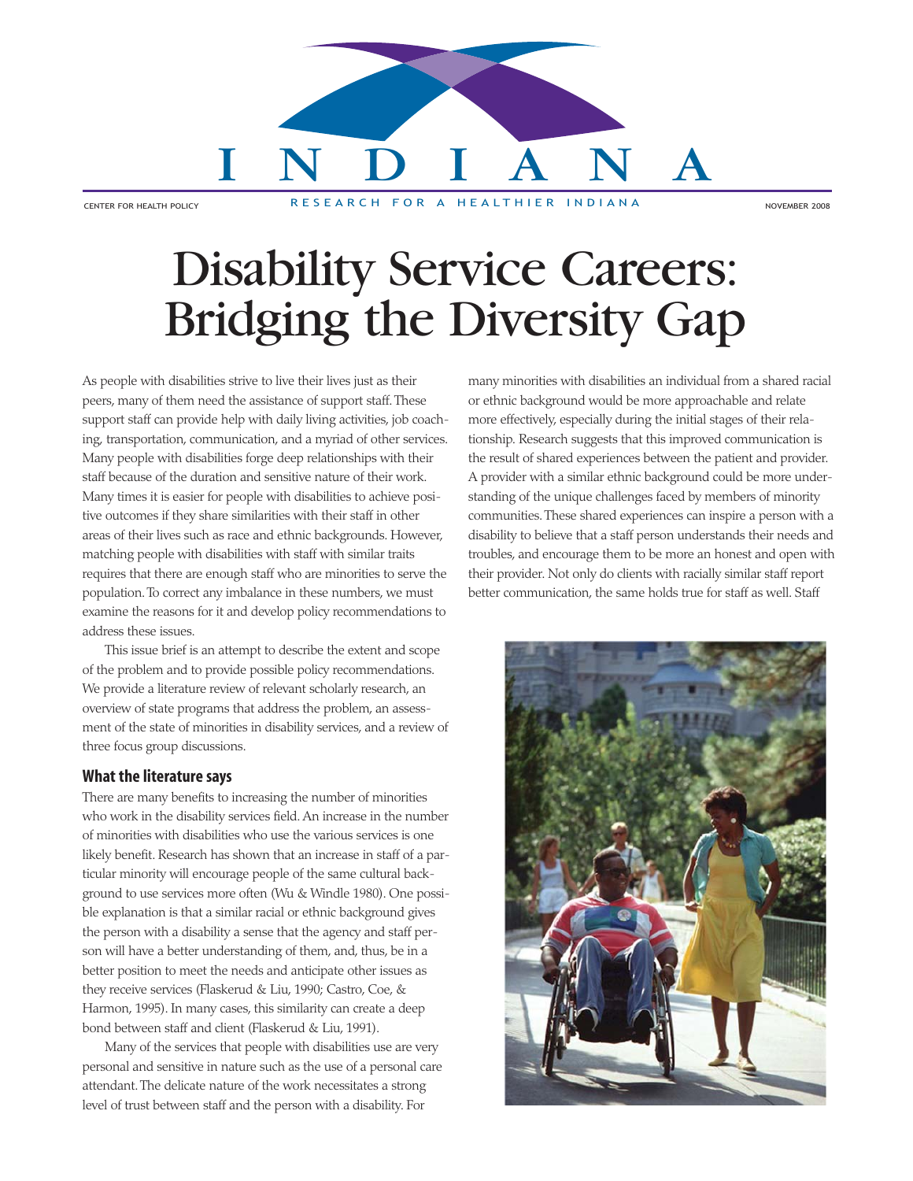INDIANA

CENTER FOR HEALTH POLICY — RESEARCH FOR A HEALTHIER INDIANA — NOVEMBER 2008

# Disability Service Careers: Bridging the Diversity Gap

As people with disabilities strive to live their lives just as their peers, many of them need the assistance of support staff. These support staff can provide help with daily living activities, job coaching, transportation, communication, and a myriad of other services. Many people with disabilities forge deep relationships with their staff because of the duration and sensitive nature of their work. Many times it is easier for people with disabilities to achieve positive outcomes if they share similarities with their staff in other areas of their lives such as race and ethnic backgrounds. However, matching people with disabilities with staff with similar traits requires that there are enough staff who are minorities to serve the population. To correct any imbalance in these numbers, we must examine the reasons for it and develop policy recommendations to address these issues.

This issue brief is an attempt to describe the extent and scope of the problem and to provide possible policy recommendations. We provide a literature review of relevant scholarly research, an overview of state programs that address the problem, an assessment of the state of minorities in disability services, and a review of three focus group discussions.

## What the literature says

There are many benefits to increasing the number of minorities who work in the disability services field. An increase in the number of minorities with disabilities who use the various services is one likely benefit. Research has shown that an increase in staff of a particular minority will encourage people of the same cultural background to use services more often (Wu & Windle 1980). One possible explanation is that a similar racial or ethnic background gives the person with a disability a sense that the agency and staff person will have a better understanding of them, and, thus, be in a better position to meet the needs and anticipate other issues as they receive services (Flaskerud & Liu, 1990; Castro, Coe, & Harmon, 1995). In many cases, this similarity can create a deep bond between staff and client (Flaskerud & Liu, 1991).

Many of the services that people with disabilities use are very personal and sensitive in nature such as the use of a personal care attendant. The delicate nature of the work necessitates a strong level of trust between staff and the person with a disability. For many minorities with disabilities an individual from a shared racial or ethnic background would be more approachable and relate more effectively, especially during the initial stages of their relationship. Research suggests that this improved communication is the result of shared experiences between the patient and provider. A provider with a similar ethnic background could be more understanding of the unique challenges faced by members of minority communities. These shared experiences can inspire a person with a disability to believe that a staff person understands their needs and troubles, and encourage them to be more an honest and open with their provider. Not only do clients with racially similar staff report better communication, the same holds true for staff as well. Staff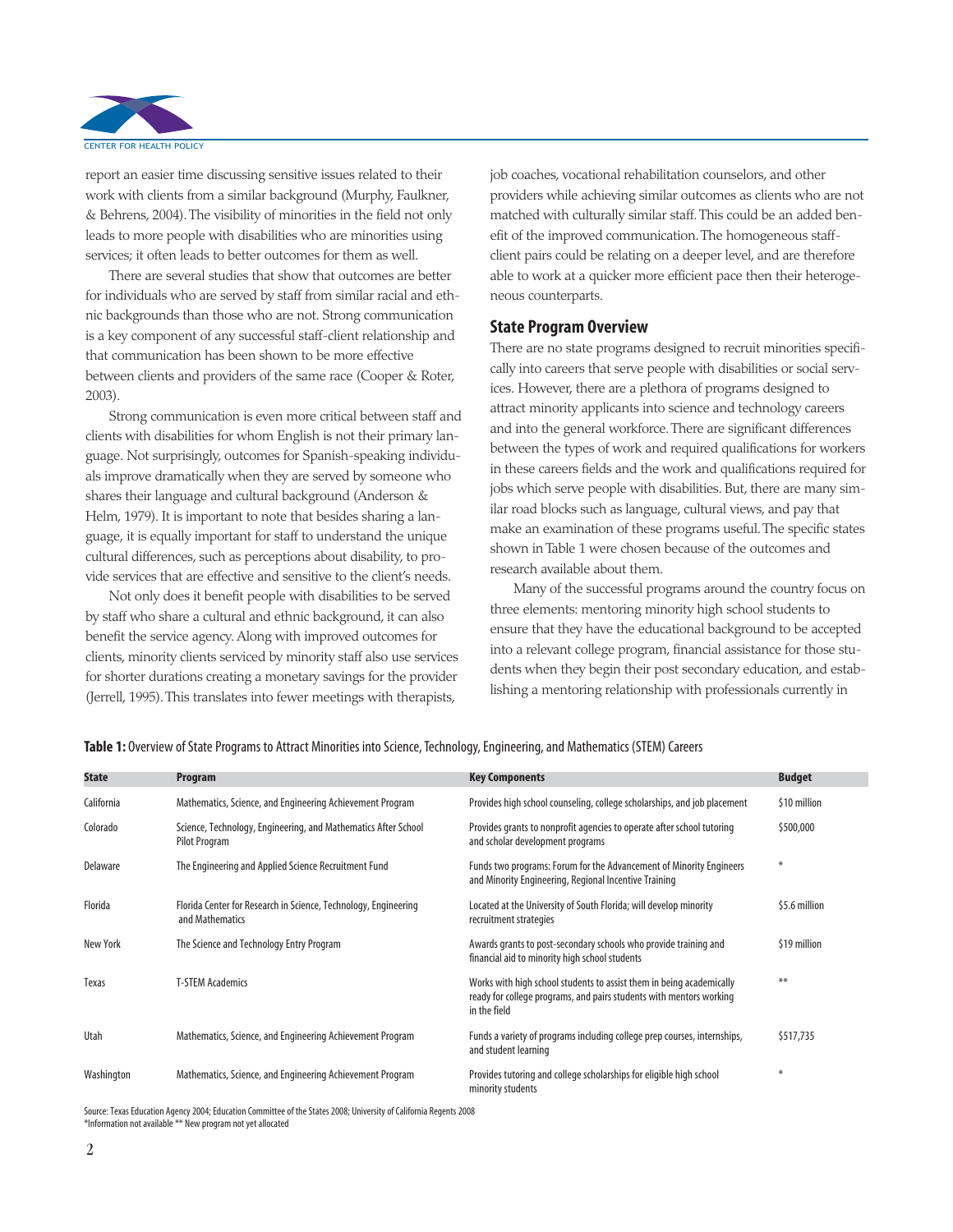report an easier time discussing sensitive issues related to their work with clients from a similar background (Murphy, Faulkner, & Behrens, 2004). The visibility of minorities in the field not only leads to more people with disabilities who are minorities using services; it often leads to better outcomes for them as well.

There are several studies that show that outcomes are better for individuals who are served by staff from similar racial and ethnic backgrounds than those who are not. Strong communication is a key component of any successful staff-client relationship and that communication has been shown to be more effective between clients and providers of the same race (Cooper & Roter, 2003).

Strong communication is even more critical between staff and clients with disabilities for whom English is not their primary language. Not surprisingly, outcomes for Spanish-speaking individuals improve dramatically when they are served by someone who shares their language and cultural background (Anderson & Helm, 1979). It is important to note that besides sharing a language, it is equally important for staff to understand the unique cultural differences, such as perceptions about disability, to provide services that are effective and sensitive to the client's needs.

Not only does it benefit people with disabilities to be served by staff who share a cultural and ethnic background, it can also benefit the service agency. Along with improved outcomes for clients, minority clients serviced by minority staff also use services for shorter durations creating a monetary savings for the provider (Jerrell, 1995). This translates into fewer meetings with therapists, job coaches, vocational rehabilitation counselors, and other providers while achieving similar outcomes as clients who are not matched with culturally similar staff. This could be an added benefit of the improved communication. The homogeneous staff-client pairs could be relating on a deeper level, and are therefore able to work at a quicker more efficient pace then their heterogeneous counterparts.

## State Program Overview

There are no state programs designed to recruit minorities specifically into careers that serve people with disabilities or social services. However, there are a plethora of programs designed to attract minority applicants into science and technology careers and into the general workforce. There are significant differences between the types of work and required qualifications for workers in these careers fields and the work and qualifications required for jobs which serve people with disabilities. But, there are many similar road blocks such as language, cultural views, and pay that make an examination of these programs useful. The specific states shown in Table 1 were chosen because of the outcomes and research available about them.

Many of the successful programs around the country focus on three elements: mentoring minority high school students to ensure that they have the educational background to be accepted into a relevant college program, financial assistance for those students when they begin their post secondary education, and establishing a mentoring relationship with professionals currently in

**Table 1:** Overview of State Programs to Attract Minorities into Science, Technology, Engineering, and Mathematics (STEM) Careers

| State | Program | Key Components | Budget |
|---|---|---|---|
| California | Mathematics, Science, and Engineering Achievement Program | Provides high school counseling, college scholarships, and job placement | $10 million |
| Colorado | Science, Technology, Engineering, and Mathematics After School Pilot Program | Provides grants to nonprofit agencies to operate after school tutoring and scholar development programs | $500,000 |
| Delaware | The Engineering and Applied Science Recruitment Fund | Funds two programs: Forum for the Advancement of Minority Engineers and Minority Engineering, Regional Incentive Training | * |
| Florida | Florida Center for Research in Science, Technology, Engineering and Mathematics | Located at the University of South Florida; will develop minority recruitment strategies | $5.6 million |
| New York | The Science and Technology Entry Program | Awards grants to post-secondary schools who provide training and financial aid to minority high school students | $19 million |
| Texas | T-STEM Academics | Works with high school students to assist them in being academically ready for college programs, and pairs students with mentors working in the field | ** |
| Utah | Mathematics, Science, and Engineering Achievement Program | Funds a variety of programs including college prep courses, internships, and student learning | $517,735 |
| Washington | Mathematics, Science, and Engineering Achievement Program | Provides tutoring and college scholarships for eligible high school minority students | * |

Source: Texas Education Agency 2004; Education Committee of the States 2008; University of California Regents 2008
*Information not available ** New program not yet allocated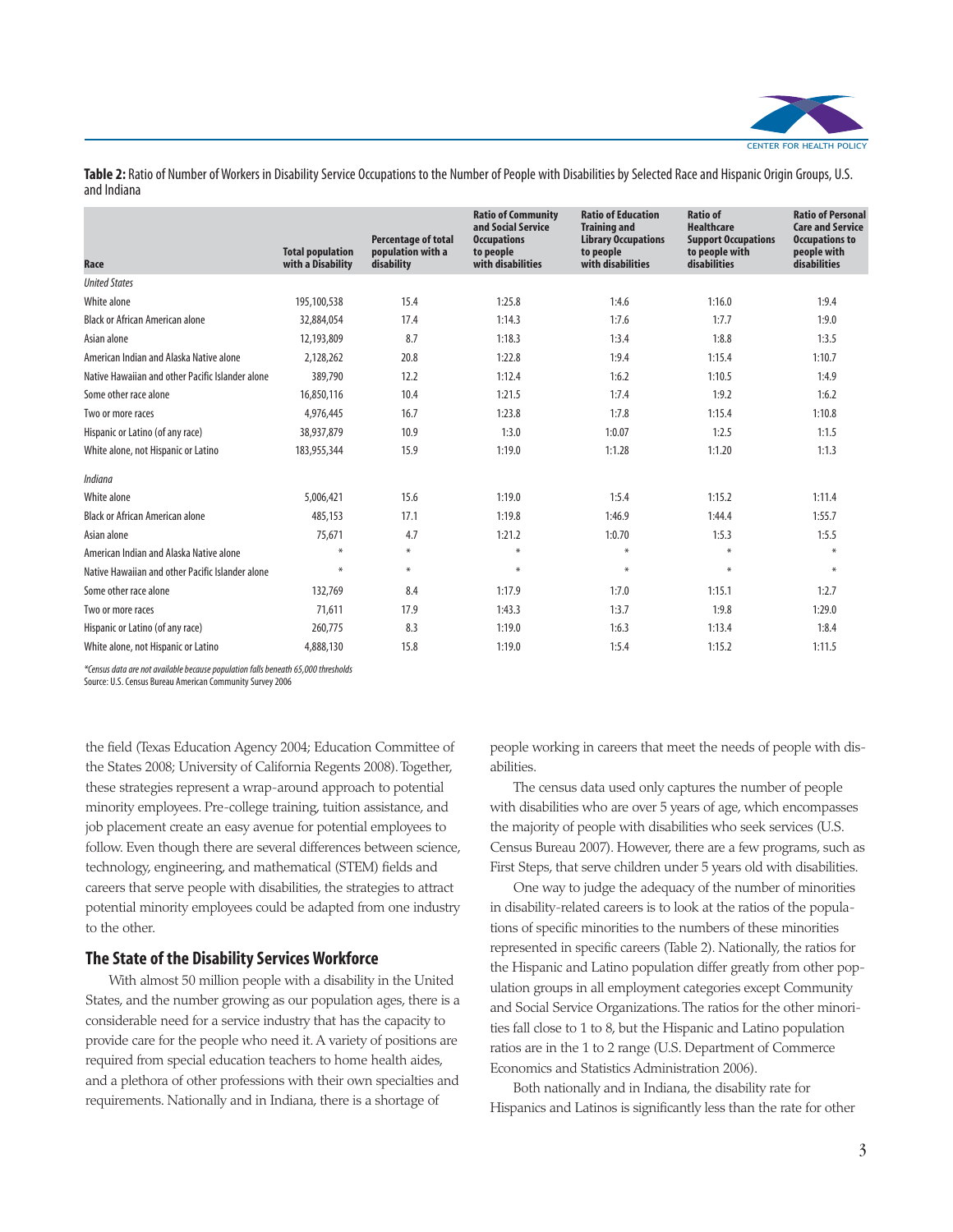**Table 2:** Ratio of Number of Workers in Disability Service Occupations to the Number of People with Disabilities by Selected Race and Hispanic Origin Groups, U.S. and Indiana

| Race | Total population with a Disability | Percentage of total population with a disability | Ratio of Community and Social Service Occupations to people with disabilities | Ratio of Education Training and Library Occupations to people with disabilities | Ratio of Healthcare Support Occupations to people with disabilities | Ratio of Personal Care and Service Occupations to people with disabilities |
|---|---|---|---|---|---|---|
| *United States* | | | | | | |
| White alone | 195,100,538 | 15.4 | 1:25.8 | 1:4.6 | 1:16.0 | 1:9.4 |
| Black or African American alone | 32,884,054 | 17.4 | 1:14.3 | 1:7.6 | 1:7.7 | 1:9.0 |
| Asian alone | 12,193,809 | 8.7 | 1:18.3 | 1:3.4 | 1:8.8 | 1:3.5 |
| American Indian and Alaska Native alone | 2,128,262 | 20.8 | 1:22.8 | 1:9.4 | 1:15.4 | 1:10.7 |
| Native Hawaiian and other Pacific Islander alone | 389,790 | 12.2 | 1:12.4 | 1:6.2 | 1:10.5 | 1:4.9 |
| Some other race alone | 16,850,116 | 10.4 | 1:21.5 | 1:7.4 | 1:9.2 | 1:6.2 |
| Two or more races | 4,976,445 | 16.7 | 1:23.8 | 1:7.8 | 1:15.4 | 1:10.8 |
| Hispanic or Latino (of any race) | 38,937,879 | 10.9 | 1:3.0 | 1:0.07 | 1:2.5 | 1:1.5 |
| White alone, not Hispanic or Latino | 183,955,344 | 15.9 | 1:19.0 | 1:1.28 | 1:1.20 | 1:1.3 |
| *Indiana* | | | | | | |
| White alone | 5,006,421 | 15.6 | 1:19.0 | 1:5.4 | 1:15.2 | 1:11.4 |
| Black or African American alone | 485,153 | 17.1 | 1:19.8 | 1:46.9 | 1:44.4 | 1:55.7 |
| Asian alone | 75,671 | 4.7 | 1:21.2 | 1:0.70 | 1:5.3 | 1:5.5 |
| American Indian and Alaska Native alone | * | * | * | * | * | * |
| Native Hawaiian and other Pacific Islander alone | * | * | * | * | * | * |
| Some other race alone | 132,769 | 8.4 | 1:17.9 | 1:7.0 | 1:15.1 | 1:2.7 |
| Two or more races | 71,611 | 17.9 | 1:43.3 | 1:3.7 | 1:9.8 | 1:29.0 |
| Hispanic or Latino (of any race) | 260,775 | 8.3 | 1:19.0 | 1:6.3 | 1:13.4 | 1:8.4 |
| White alone, not Hispanic or Latino | 4,888,130 | 15.8 | 1:19.0 | 1:5.4 | 1:15.2 | 1:11.5 |

*\*Census data are not available because population falls beneath 65,000 thresholds*
Source: U.S. Census Bureau American Community Survey 2006

the field (Texas Education Agency 2004; Education Committee of the States 2008; University of California Regents 2008). Together, these strategies represent a wrap-around approach to potential minority employees. Pre-college training, tuition assistance, and job placement create an easy avenue for potential employees to follow. Even though there are several differences between science, technology, engineering, and mathematical (STEM) fields and careers that serve people with disabilities, the strategies to attract potential minority employees could be adapted from one industry to the other.

## The State of the Disability Services Workforce

With almost 50 million people with a disability in the United States, and the number growing as our population ages, there is a considerable need for a service industry that has the capacity to provide care for the people who need it. A variety of positions are required from special education teachers to home health aides, and a plethora of other professions with their own specialties and requirements. Nationally and in Indiana, there is a shortage of people working in careers that meet the needs of people with disabilities.

The census data used only captures the number of people with disabilities who are over 5 years of age, which encompasses the majority of people with disabilities who seek services (U.S. Census Bureau 2007). However, there are a few programs, such as First Steps, that serve children under 5 years old with disabilities.

One way to judge the adequacy of the number of minorities in disability-related careers is to look at the ratios of the populations of specific minorities to the numbers of these minorities represented in specific careers (Table 2). Nationally, the ratios for the Hispanic and Latino population differ greatly from other population groups in all employment categories except Community and Social Service Organizations. The ratios for the other minorities fall close to 1 to 8, but the Hispanic and Latino population ratios are in the 1 to 2 range (U.S. Department of Commerce Economics and Statistics Administration 2006).

Both nationally and in Indiana, the disability rate for Hispanics and Latinos is significantly less than the rate for other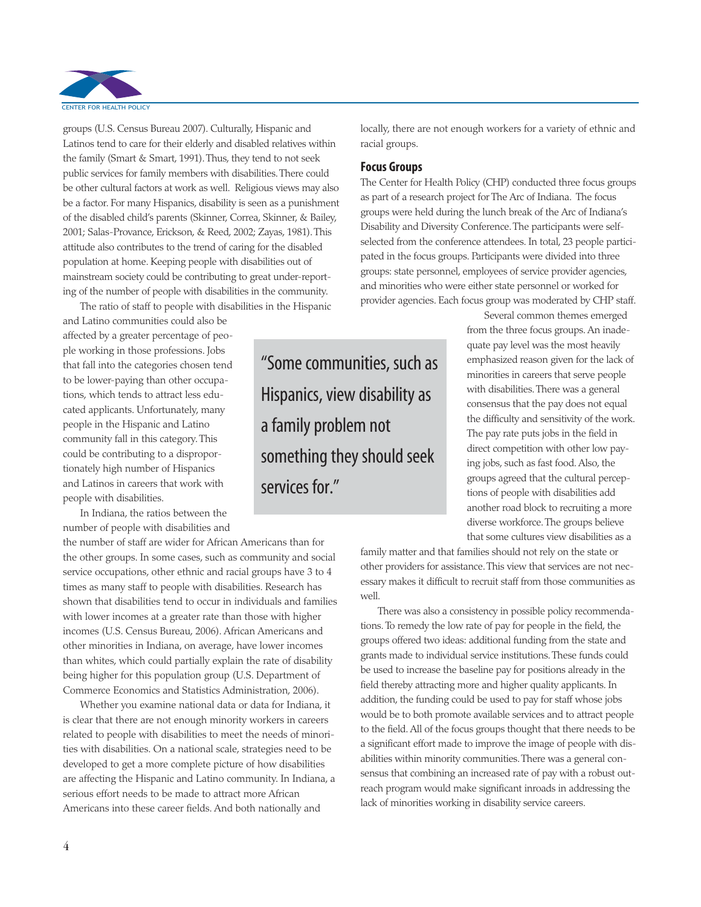groups (U.S. Census Bureau 2007). Culturally, Hispanic and Latinos tend to care for their elderly and disabled relatives within the family (Smart & Smart, 1991). Thus, they tend to not seek public services for family members with disabilities. There could be other cultural factors at work as well. Religious views may also be a factor. For many Hispanics, disability is seen as a punishment of the disabled child's parents (Skinner, Correa, Skinner, & Bailey, 2001; Salas-Provance, Erickson, & Reed, 2002; Zayas, 1981). This attitude also contributes to the trend of caring for the disabled population at home. Keeping people with disabilities out of mainstream society could be contributing to great under-reporting of the number of people with disabilities in the community.

The ratio of staff to people with disabilities in the Hispanic and Latino communities could also be affected by a greater percentage of people working in those professions. Jobs that fall into the categories chosen tend to be lower-paying than other occupations, which tends to attract less educated applicants. Unfortunately, many people in the Hispanic and Latino community fall in this category. This could be contributing to a disproportionately high number of Hispanics and Latinos in careers that work with people with disabilities.

> "Some communities, such as Hispanics, view disability as a family problem not something they should seek services for."

In Indiana, the ratios between the number of people with disabilities and the number of staff are wider for African Americans than for the other groups. In some cases, such as community and social service occupations, other ethnic and racial groups have 3 to 4 times as many staff to people with disabilities. Research has shown that disabilities tend to occur in individuals and families with lower incomes at a greater rate than those with higher incomes (U.S. Census Bureau, 2006). African Americans and other minorities in Indiana, on average, have lower incomes than whites, which could partially explain the rate of disability being higher for this population group (U.S. Department of Commerce Economics and Statistics Administration, 2006).

Whether you examine national data or data for Indiana, it is clear that there are not enough minority workers in careers related to people with disabilities to meet the needs of minorities with disabilities. On a national scale, strategies need to be developed to get a more complete picture of how disabilities are affecting the Hispanic and Latino community. In Indiana, a serious effort needs to be made to attract more African Americans into these career fields. And both nationally and locally, there are not enough workers for a variety of ethnic and racial groups.

## Focus Groups

The Center for Health Policy (CHP) conducted three focus groups as part of a research project for The Arc of Indiana. The focus groups were held during the lunch break of the Arc of Indiana's Disability and Diversity Conference. The participants were self-selected from the conference attendees. In total, 23 people participated in the focus groups. Participants were divided into three groups: state personnel, employees of service provider agencies, and minorities who were either state personnel or worked for provider agencies. Each focus group was moderated by CHP staff.

Several common themes emerged from the three focus groups. An inadequate pay level was the most heavily emphasized reason given for the lack of minorities in careers that serve people with disabilities. There was a general consensus that the pay does not equal the difficulty and sensitivity of the work. The pay rate puts jobs in the field in direct competition with other low paying jobs, such as fast food. Also, the groups agreed that the cultural perceptions of people with disabilities add another road block to recruiting a more diverse workforce. The groups believe that some cultures view disabilities as a family matter and that families should not rely on the state or other providers for assistance. This view that services are not necessary makes it difficult to recruit staff from those communities as well.

There was also a consistency in possible policy recommendations. To remedy the low rate of pay for people in the field, the groups offered two ideas: additional funding from the state and grants made to individual service institutions. These funds could be used to increase the baseline pay for positions already in the field thereby attracting more and higher quality applicants. In addition, the funding could be used to pay for staff whose jobs would be to both promote available services and to attract people to the field. All of the focus groups thought that there needs to be a significant effort made to improve the image of people with disabilities within minority communities. There was a general consensus that combining an increased rate of pay with a robust outreach program would make significant inroads in addressing the lack of minorities working in disability service careers.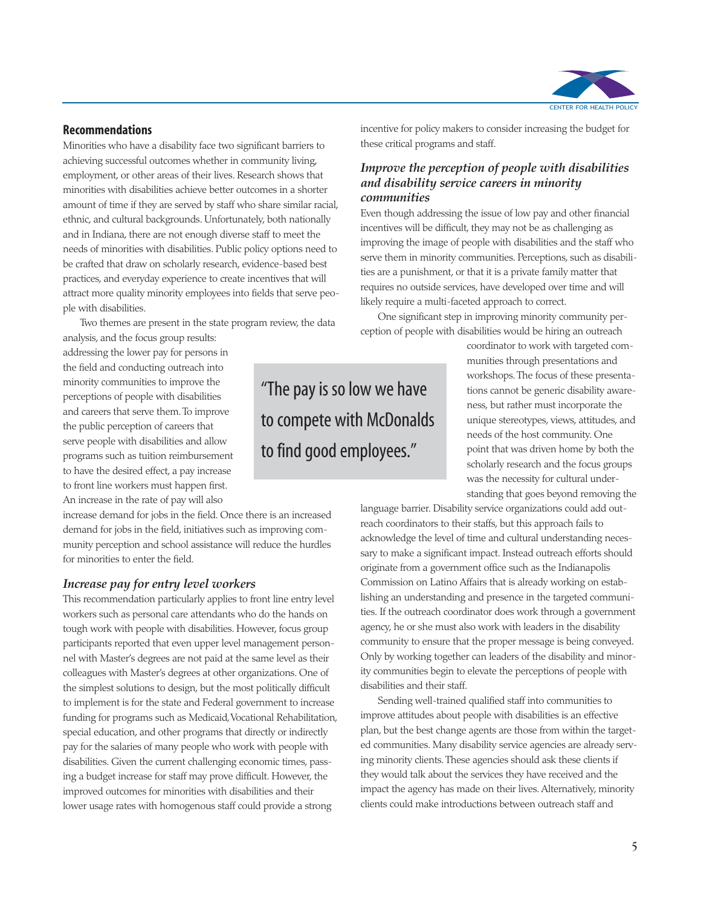## Recommendations

Minorities who have a disability face two significant barriers to achieving successful outcomes whether in community living, employment, or other areas of their lives. Research shows that minorities with disabilities achieve better outcomes in a shorter amount of time if they are served by staff who share similar racial, ethnic, and cultural backgrounds. Unfortunately, both nationally and in Indiana, there are not enough diverse staff to meet the needs of minorities with disabilities. Public policy options need to be crafted that draw on scholarly research, evidence-based best practices, and everyday experience to create incentives that will attract more quality minority employees into fields that serve people with disabilities.

Two themes are present in the state program review, the data analysis, and the focus group results: addressing the lower pay for persons in the field and conducting outreach into minority communities to improve the perceptions of people with disabilities and careers that serve them. To improve the public perception of careers that serve people with disabilities and allow programs such as tuition reimbursement to have the desired effect, a pay increase to front line workers must happen first. An increase in the rate of pay will also increase demand for jobs in the field. Once there is an increased demand for jobs in the field, initiatives such as improving community perception and school assistance will reduce the hurdles for minorities to enter the field.

> "The pay is so low we have to compete with McDonalds to find good employees."

### *Increase pay for entry level workers*

This recommendation particularly applies to front line entry level workers such as personal care attendants who do the hands on tough work with people with disabilities. However, focus group participants reported that even upper level management personnel with Master's degrees are not paid at the same level as their colleagues with Master's degrees at other organizations. One of the simplest solutions to design, but the most politically difficult to implement is for the state and Federal government to increase funding for programs such as Medicaid, Vocational Rehabilitation, special education, and other programs that directly or indirectly pay for the salaries of many people who work with people with disabilities. Given the current challenging economic times, passing a budget increase for staff may prove difficult. However, the improved outcomes for minorities with disabilities and their lower usage rates with homogenous staff could provide a strong incentive for policy makers to consider increasing the budget for these critical programs and staff.

### *Improve the perception of people with disabilities and disability service careers in minority communities*

Even though addressing the issue of low pay and other financial incentives will be difficult, they may not be as challenging as improving the image of people with disabilities and the staff who serve them in minority communities. Perceptions, such as disabilities are a punishment, or that it is a private family matter that requires no outside services, have developed over time and will likely require a multi-faceted approach to correct.

One significant step in improving minority community perception of people with disabilities would be hiring an outreach coordinator to work with targeted communities through presentations and workshops. The focus of these presentations cannot be generic disability awareness, but rather must incorporate the unique stereotypes, views, attitudes, and needs of the host community. One point that was driven home by both the scholarly research and the focus groups was the necessity for cultural understanding that goes beyond removing the language barrier. Disability service organizations could add outreach coordinators to their staffs, but this approach fails to acknowledge the level of time and cultural understanding necessary to make a significant impact. Instead outreach efforts should originate from a government office such as the Indianapolis Commission on Latino Affairs that is already working on establishing an understanding and presence in the targeted communities. If the outreach coordinator does work through a government agency, he or she must also work with leaders in the disability community to ensure that the proper message is being conveyed. Only by working together can leaders of the disability and minority communities begin to elevate the perceptions of people with disabilities and their staff.

Sending well-trained qualified staff into communities to improve attitudes about people with disabilities is an effective plan, but the best change agents are those from within the targeted communities. Many disability service agencies are already serving minority clients. These agencies should ask these clients if they would talk about the services they have received and the impact the agency has made on their lives. Alternatively, minority clients could make introductions between outreach staff and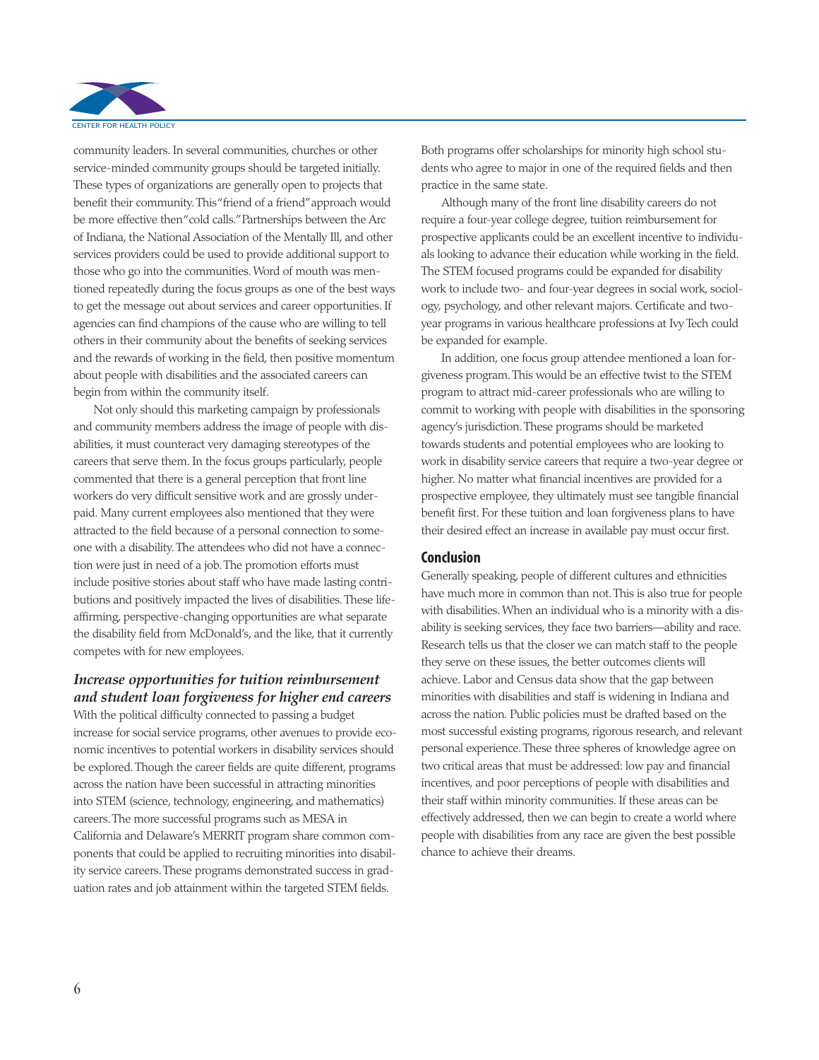community leaders. In several communities, churches or other service-minded community groups should be targeted initially. These types of organizations are generally open to projects that benefit their community. This "friend of a friend" approach would be more effective then "cold calls." Partnerships between the Arc of Indiana, the National Association of the Mentally Ill, and other services providers could be used to provide additional support to those who go into the communities. Word of mouth was mentioned repeatedly during the focus groups as one of the best ways to get the message out about services and career opportunities. If agencies can find champions of the cause who are willing to tell others in their community about the benefits of seeking services and the rewards of working in the field, then positive momentum about people with disabilities and the associated careers can begin from within the community itself.

Not only should this marketing campaign by professionals and community members address the image of people with disabilities, it must counteract very damaging stereotypes of the careers that serve them. In the focus groups particularly, people commented that there is a general perception that front line workers do very difficult sensitive work and are grossly underpaid. Many current employees also mentioned that they were attracted to the field because of a personal connection to someone with a disability. The attendees who did not have a connection were just in need of a job. The promotion efforts must include positive stories about staff who have made lasting contributions and positively impacted the lives of disabilities. These life-affirming, perspective-changing opportunities are what separate the disability field from McDonald's, and the like, that it currently competes with for new employees.

### *Increase opportunities for tuition reimbursement and student loan forgiveness for higher end careers*

With the political difficulty connected to passing a budget increase for social service programs, other avenues to provide economic incentives to potential workers in disability services should be explored. Though the career fields are quite different, programs across the nation have been successful in attracting minorities into STEM (science, technology, engineering, and mathematics) careers. The more successful programs such as MESA in California and Delaware's MERRIT program share common components that could be applied to recruiting minorities into disability service careers. These programs demonstrated success in graduation rates and job attainment within the targeted STEM fields. Both programs offer scholarships for minority high school students who agree to major in one of the required fields and then practice in the same state.

Although many of the front line disability careers do not require a four-year college degree, tuition reimbursement for prospective applicants could be an excellent incentive to individuals looking to advance their education while working in the field. The STEM focused programs could be expanded for disability work to include two- and four-year degrees in social work, sociology, psychology, and other relevant majors. Certificate and two-year programs in various healthcare professions at Ivy Tech could be expanded for example.

In addition, one focus group attendee mentioned a loan forgiveness program. This would be an effective twist to the STEM program to attract mid-career professionals who are willing to commit to working with people with disabilities in the sponsoring agency's jurisdiction. These programs should be marketed towards students and potential employees who are looking to work in disability service careers that require a two-year degree or higher. No matter what financial incentives are provided for a prospective employee, they ultimately must see tangible financial benefit first. For these tuition and loan forgiveness plans to have their desired effect an increase in available pay must occur first.

## Conclusion

Generally speaking, people of different cultures and ethnicities have much more in common than not. This is also true for people with disabilities. When an individual who is a minority with a disability is seeking services, they face two barriers—ability and race. Research tells us that the closer we can match staff to the people they serve on these issues, the better outcomes clients will achieve. Labor and Census data show that the gap between minorities with disabilities and staff is widening in Indiana and across the nation. Public policies must be drafted based on the most successful existing programs, rigorous research, and relevant personal experience. These three spheres of knowledge agree on two critical areas that must be addressed: low pay and financial incentives, and poor perceptions of people with disabilities and their staff within minority communities. If these areas can be effectively addressed, then we can begin to create a world where people with disabilities from any race are given the best possible chance to achieve their dreams.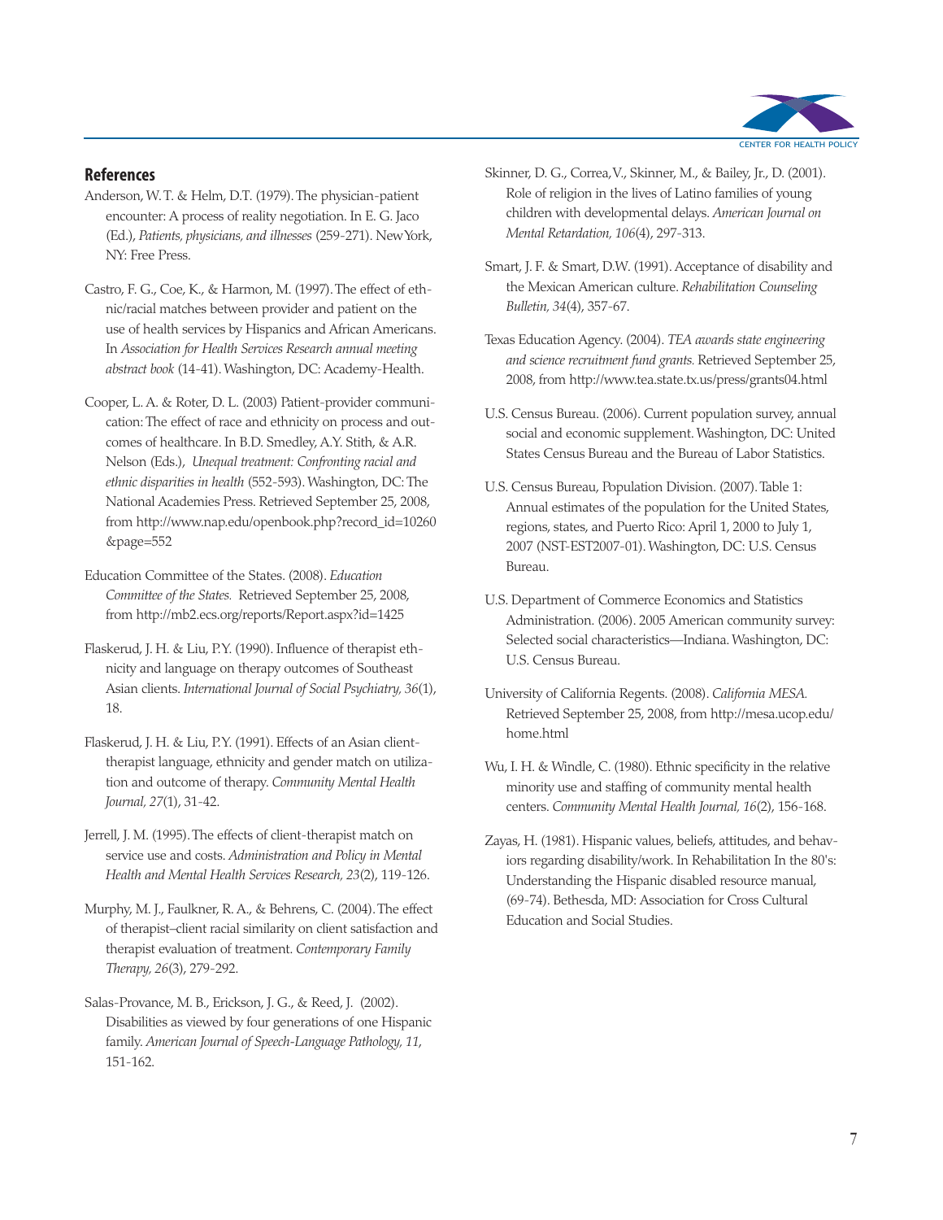## References

Anderson, W. T. & Helm, D.T. (1979). The physician-patient encounter: A process of reality negotiation. In E. G. Jaco (Ed.), *Patients, physicians, and illnesses* (259-271). New York, NY: Free Press.

Castro, F. G., Coe, K., & Harmon, M. (1997). The effect of ethnic/racial matches between provider and patient on the use of health services by Hispanics and African Americans. In *Association for Health Services Research annual meeting abstract book* (14-41). Washington, DC: Academy-Health.

Cooper, L. A. & Roter, D. L. (2003) Patient-provider communication: The effect of race and ethnicity on process and outcomes of healthcare. In B.D. Smedley, A.Y. Stith, & A.R. Nelson (Eds.), *Unequal treatment: Confronting racial and ethnic disparities in health* (552-593). Washington, DC: The National Academies Press. Retrieved September 25, 2008, from http://www.nap.edu/openbook.php?record_id=10260&page=552

Education Committee of the States. (2008). *Education Committee of the States.* Retrieved September 25, 2008, from http://mb2.ecs.org/reports/Report.aspx?id=1425

Flaskerud, J. H. & Liu, P.Y. (1990). Influence of therapist ethnicity and language on therapy outcomes of Southeast Asian clients. *International Journal of Social Psychiatry, 36*(1), 18.

Flaskerud, J. H. & Liu, P.Y. (1991). Effects of an Asian client-therapist language, ethnicity and gender match on utilization and outcome of therapy. *Community Mental Health Journal, 27*(1), 31-42.

Jerrell, J. M. (1995). The effects of client-therapist match on service use and costs. *Administration and Policy in Mental Health and Mental Health Services Research, 23*(2), 119-126.

Murphy, M. J., Faulkner, R. A., & Behrens, C. (2004). The effect of therapist–client racial similarity on client satisfaction and therapist evaluation of treatment. *Contemporary Family Therapy, 26*(3), 279-292.

Salas-Provance, M. B., Erickson, J. G., & Reed, J. (2002). Disabilities as viewed by four generations of one Hispanic family. *American Journal of Speech-Language Pathology, 11*, 151-162.

Skinner, D. G., Correa, V., Skinner, M., & Bailey, Jr., D. (2001). Role of religion in the lives of Latino families of young children with developmental delays. *American Journal on Mental Retardation, 106*(4), 297-313.

Smart, J. F. & Smart, D.W. (1991). Acceptance of disability and the Mexican American culture. *Rehabilitation Counseling Bulletin, 34*(4), 357-67.

Texas Education Agency. (2004). *TEA awards state engineering and science recruitment fund grants.* Retrieved September 25, 2008, from http://www.tea.state.tx.us/press/grants04.html

U.S. Census Bureau. (2006). Current population survey, annual social and economic supplement. Washington, DC: United States Census Bureau and the Bureau of Labor Statistics.

U.S. Census Bureau, Population Division. (2007). Table 1: Annual estimates of the population for the United States, regions, states, and Puerto Rico: April 1, 2000 to July 1, 2007 (NST-EST2007-01). Washington, DC: U.S. Census Bureau.

U.S. Department of Commerce Economics and Statistics Administration. (2006). 2005 American community survey: Selected social characteristics—Indiana. Washington, DC: U.S. Census Bureau.

University of California Regents. (2008). *California MESA.* Retrieved September 25, 2008, from http://mesa.ucop.edu/home.html

Wu, I. H. & Windle, C. (1980). Ethnic specificity in the relative minority use and staffing of community mental health centers. *Community Mental Health Journal, 16*(2), 156-168.

Zayas, H. (1981). Hispanic values, beliefs, attitudes, and behaviors regarding disability/work. In Rehabilitation In the 80's: Understanding the Hispanic disabled resource manual, (69-74). Bethesda, MD: Association for Cross Cultural Education and Social Studies.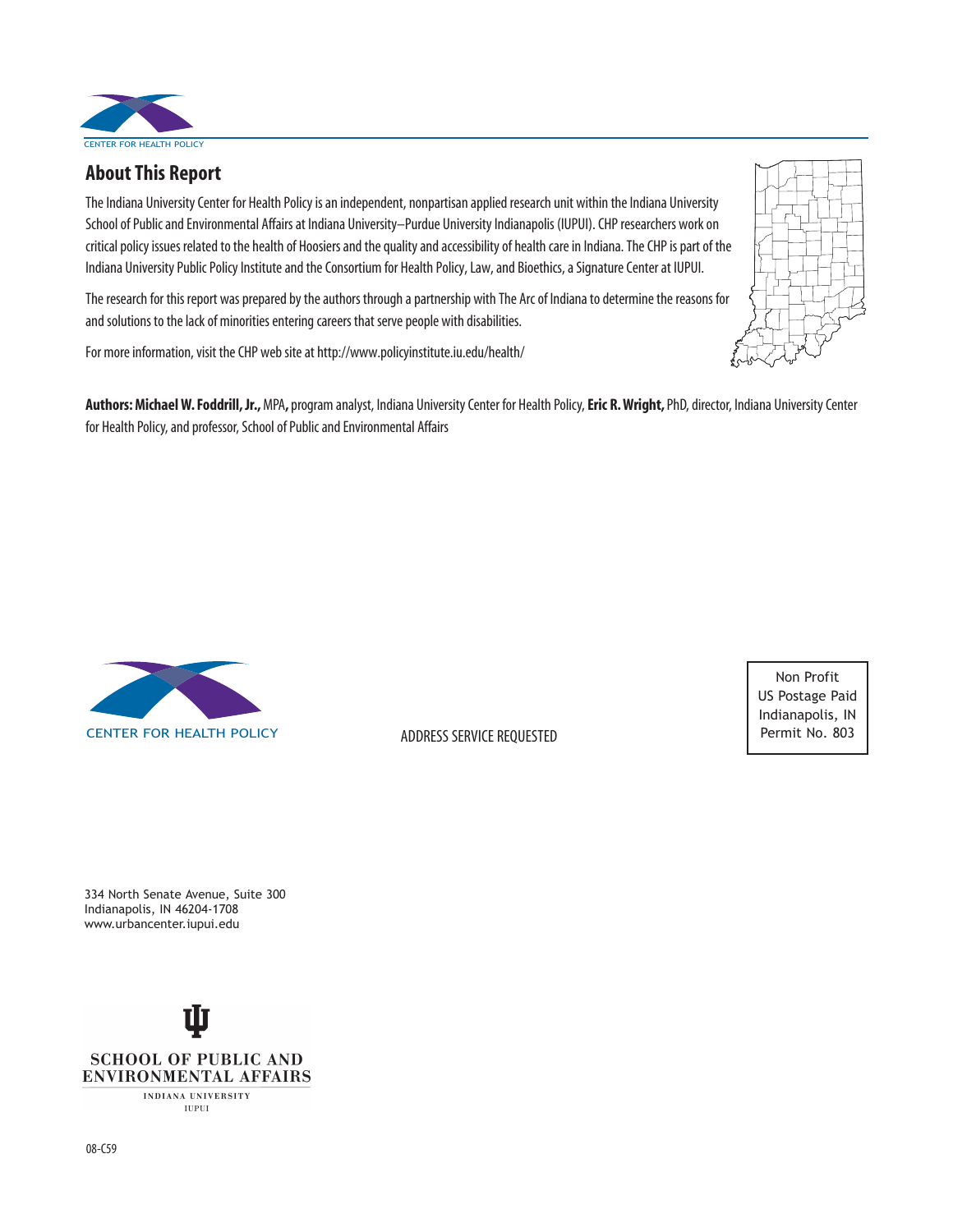CENTER FOR HEALTH POLICY

## About This Report

The Indiana University Center for Health Policy is an independent, nonpartisan applied research unit within the Indiana University School of Public and Environmental Affairs at Indiana University–Purdue University Indianapolis (IUPUI). CHP researchers work on critical policy issues related to the health of Hoosiers and the quality and accessibility of health care in Indiana. The CHP is part of the Indiana University Public Policy Institute and the Consortium for Health Policy, Law, and Bioethics, a Signature Center at IUPUI.

The research for this report was prepared by the authors through a partnership with The Arc of Indiana to determine the reasons for and solutions to the lack of minorities entering careers that serve people with disabilities.

For more information, visit the CHP web site at http://www.policyinstitute.iu.edu/health/

**Authors: Michael W. Foddrill, Jr.,** MPA**,** program analyst, Indiana University Center for Health Policy, **Eric R. Wright,** PhD, director, Indiana University Center for Health Policy, and professor, School of Public and Environmental Affairs

CENTER FOR HEALTH POLICY

ADDRESS SERVICE REQUESTED

Non Profit
US Postage Paid
Indianapolis, IN
Permit No. 803

334 North Senate Avenue, Suite 300
Indianapolis, IN 46204-1708
www.urbancenter.iupui.edu

SCHOOL OF PUBLIC AND ENVIRONMENTAL AFFAIRS
INDIANA UNIVERSITY
IUPUI

08-C59